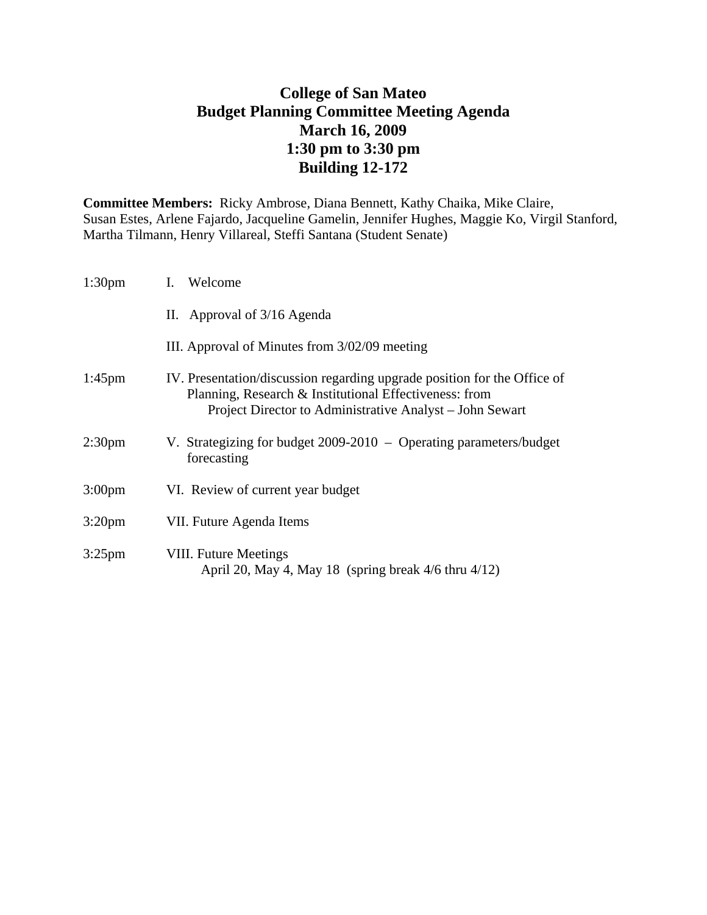# College of San Mateo
# Budget Planning Committee Meeting Agenda
# March 16, 2009
# 1:30 pm to 3:30 pm
# Building 12-172

**Committee Members:** Ricky Ambrose, Diana Bennett, Kathy Chaika, Mike Claire, Susan Estes, Arlene Fajardo, Jacqueline Gamelin, Jennifer Hughes, Maggie Ko, Virgil Stanford, Martha Tilmann, Henry Villareal, Steffi Santana (Student Senate)

| | |
|---|---|
| 1:30pm | I. Welcome |
| | II. Approval of 3/16 Agenda |
| | III. Approval of Minutes from 3/02/09 meeting |
| 1:45pm | IV. Presentation/discussion regarding upgrade position for the Office of Planning, Research & Institutional Effectiveness: from Project Director to Administrative Analyst – John Sewart |
| 2:30pm | V. Strategizing for budget 2009-2010 – Operating parameters/budget forecasting |
| 3:00pm | VI. Review of current year budget |
| 3:20pm | VII. Future Agenda Items |
| 3:25pm | VIII. Future Meetings<br>April 20, May 4, May 18 (spring break 4/6 thru 4/12) |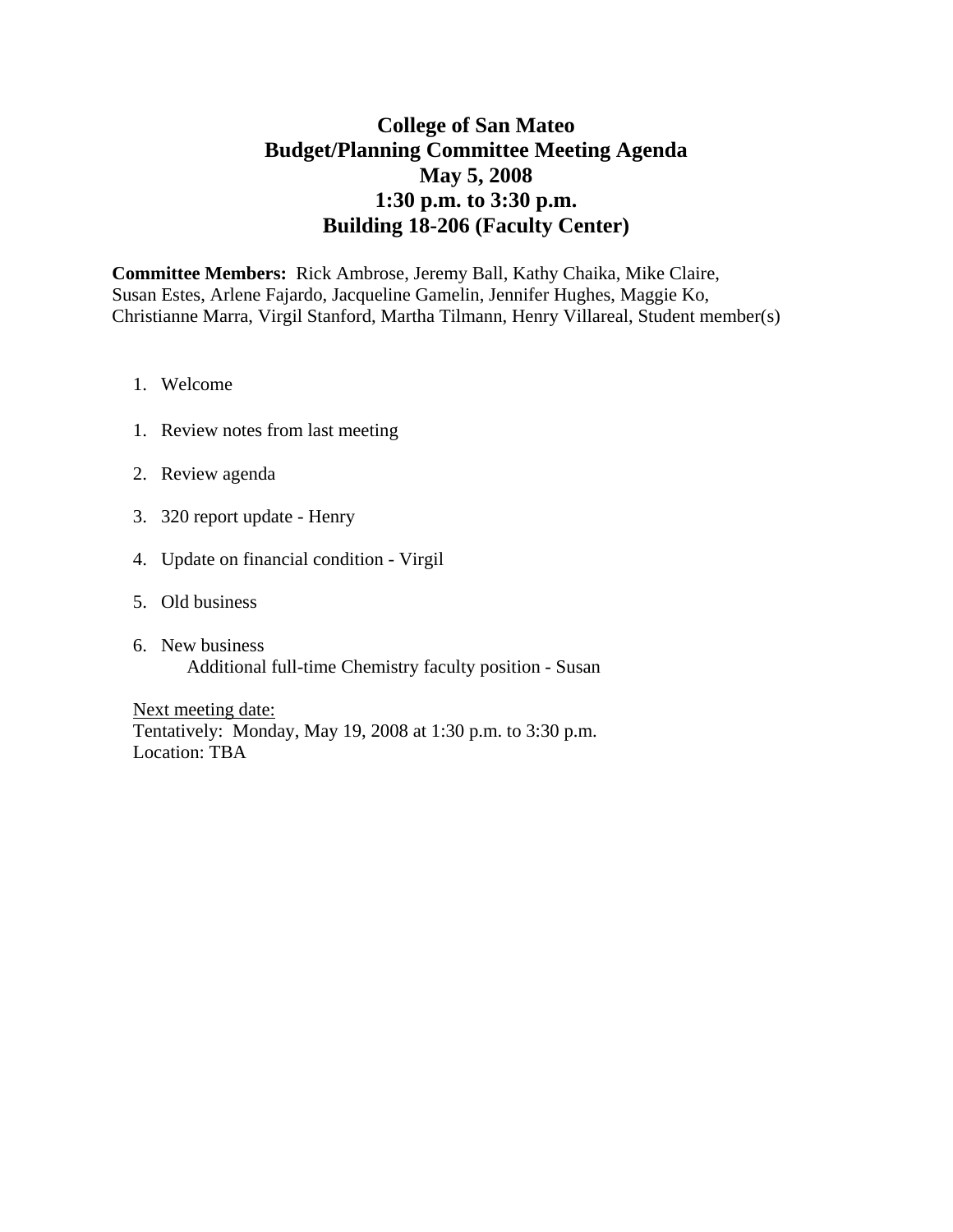# College of San Mateo
# Budget/Planning Committee Meeting Agenda
# May 5, 2008
# 1:30 p.m. to 3:30 p.m.
# Building 18-206 (Faculty Center)

**Committee Members:** Rick Ambrose, Jeremy Ball, Kathy Chaika, Mike Claire, Susan Estes, Arlene Fajardo, Jacqueline Gamelin, Jennifer Hughes, Maggie Ko, Christianne Marra, Virgil Stanford, Martha Tilmann, Henry Villareal, Student member(s)

1. Welcome

1. Review notes from last meeting

2. Review agenda

3. 320 report update - Henry

4. Update on financial condition - Virgil

5. Old business

6. New business
   Additional full-time Chemistry faculty position - Susan

Next meeting date:
Tentatively: Monday, May 19, 2008 at 1:30 p.m. to 3:30 p.m.
Location: TBA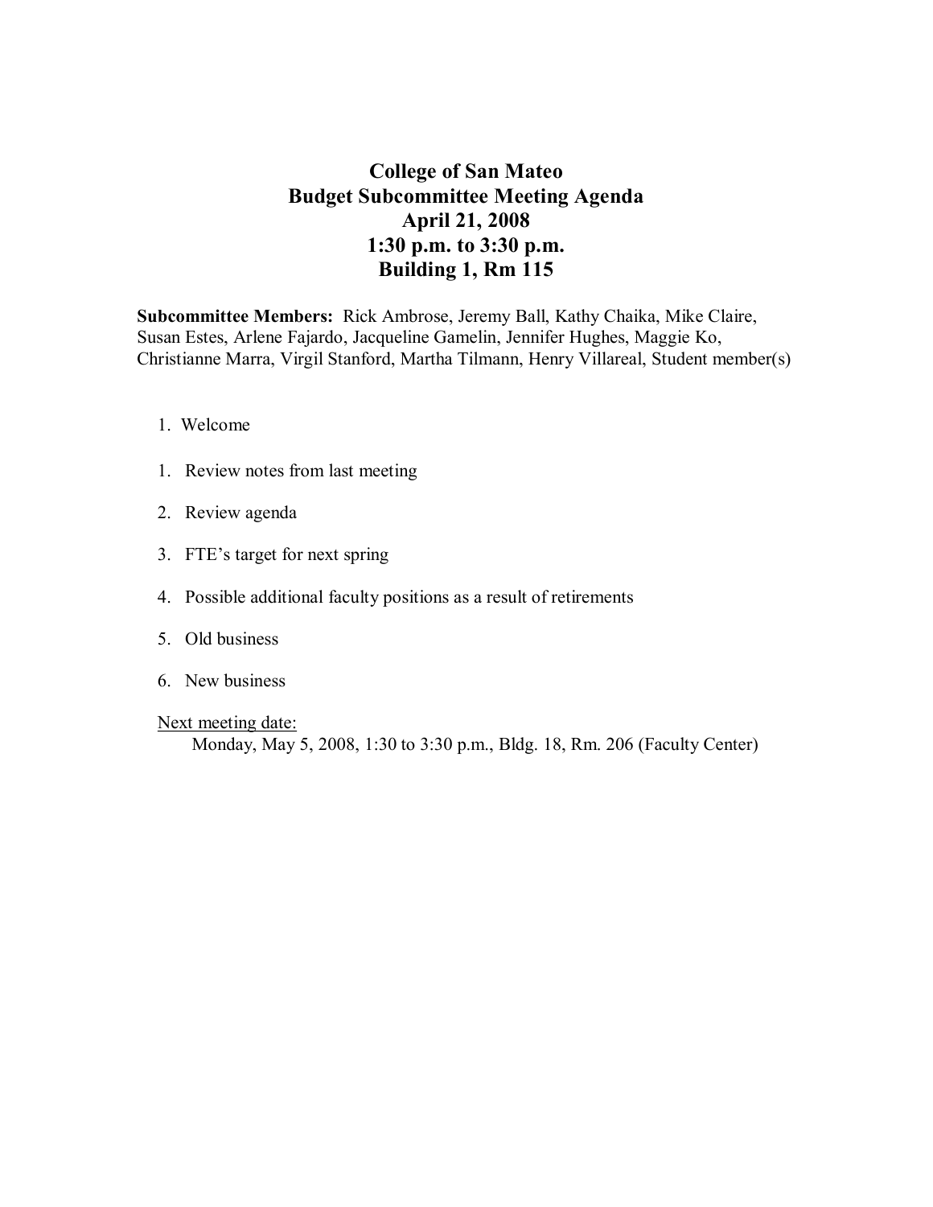# College of San Mateo
## Budget Subcommittee Meeting Agenda
## April 21, 2008
## 1:30 p.m. to 3:30 p.m.
## Building 1, Rm 115

**Subcommittee Members:** Rick Ambrose, Jeremy Ball, Kathy Chaika, Mike Claire, Susan Estes, Arlene Fajardo, Jacqueline Gamelin, Jennifer Hughes, Maggie Ko, Christianne Marra, Virgil Stanford, Martha Tilmann, Henry Villareal, Student member(s)

1. Welcome
1. Review notes from last meeting
2. Review agenda
3. FTE's target for next spring
4. Possible additional faculty positions as a result of retirements
5. Old business
6. New business

Next meeting date:

Monday, May 5, 2008, 1:30 to 3:30 p.m., Bldg. 18, Rm. 206 (Faculty Center)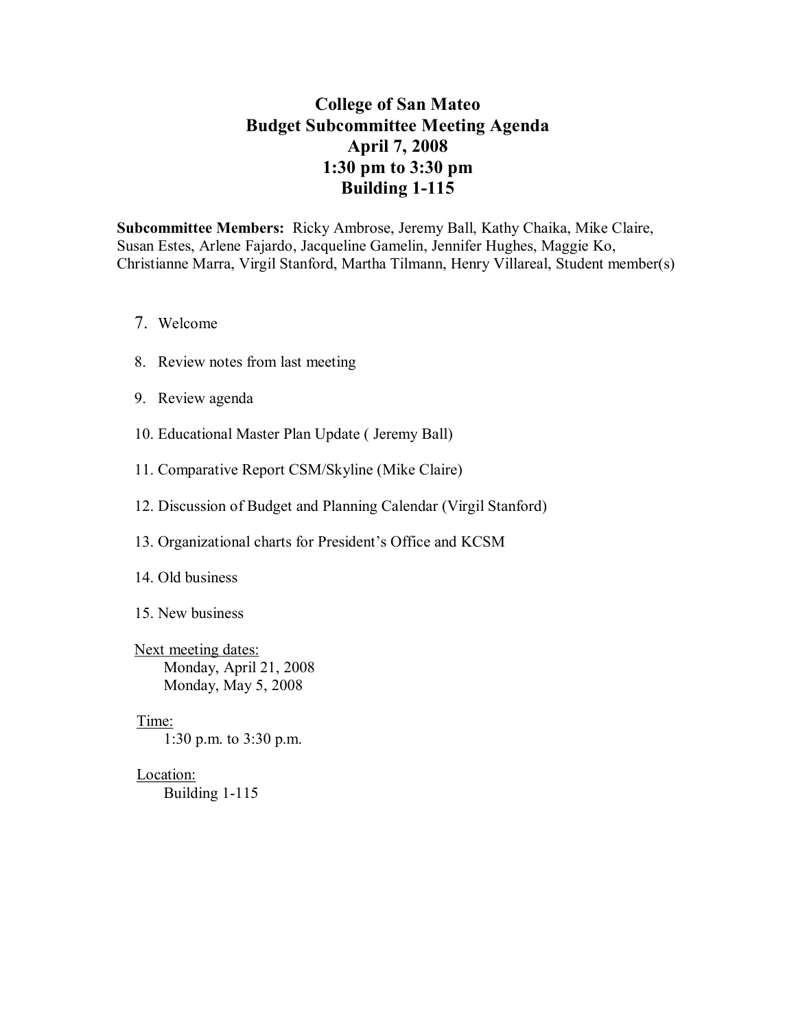# College of San Mateo
# Budget Subcommittee Meeting Agenda
# April 7, 2008
# 1:30 pm to 3:30 pm
# Building 1-115

**Subcommittee Members:** Ricky Ambrose, Jeremy Ball, Kathy Chaika, Mike Claire, Susan Estes, Arlene Fajardo, Jacqueline Gamelin, Jennifer Hughes, Maggie Ko, Christianne Marra, Virgil Stanford, Martha Tilmann, Henry Villareal, Student member(s)

7. Welcome
8. Review notes from last meeting
9. Review agenda
10. Educational Master Plan Update ( Jeremy Ball)
11. Comparative Report CSM/Skyline (Mike Claire)
12. Discussion of Budget and Planning Calendar (Virgil Stanford)
13. Organizational charts for President's Office and KCSM
14. Old business
15. New business

Next meeting dates:
- Monday, April 21, 2008
- Monday, May 5, 2008

Time:
- 1:30 p.m. to 3:30 p.m.

Location:
- Building 1-115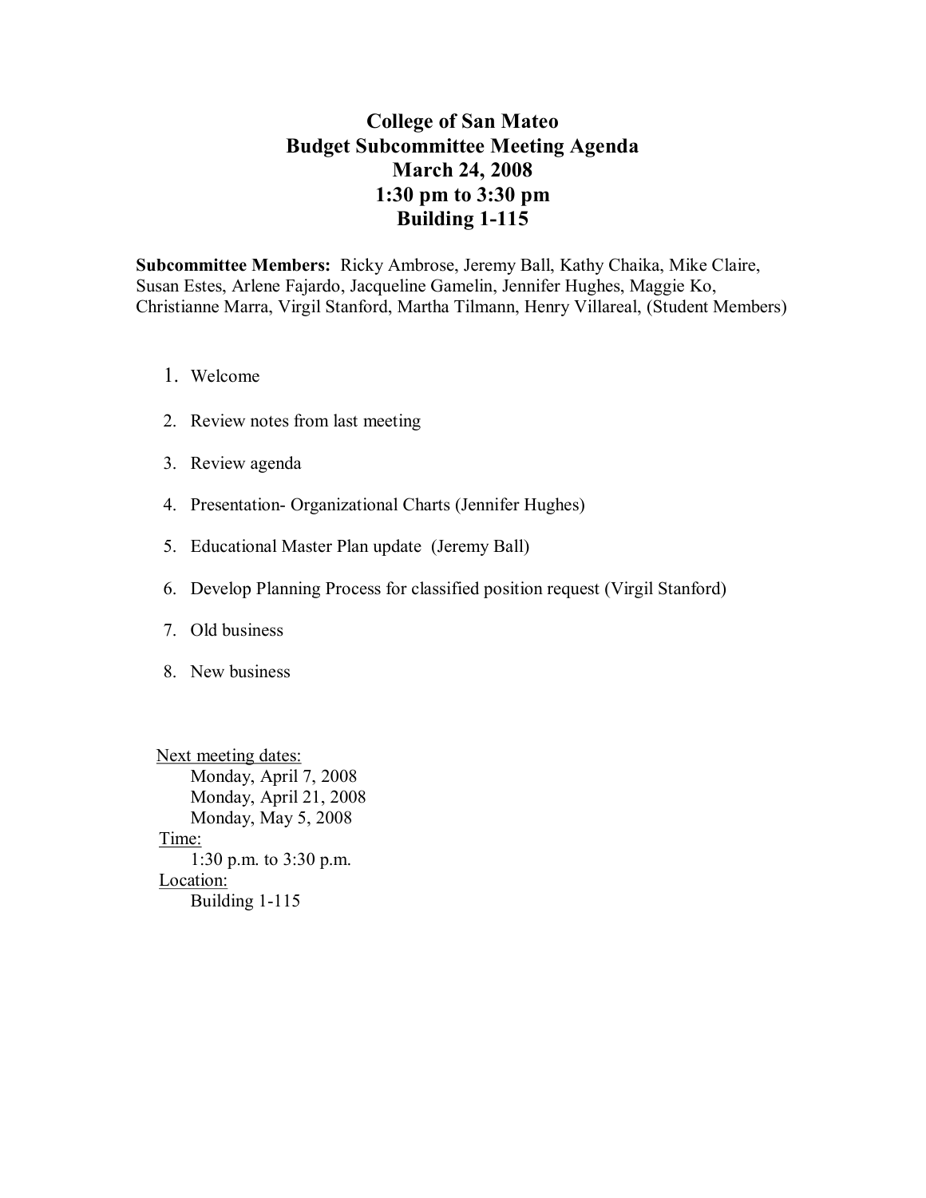# College of San Mateo
## Budget Subcommittee Meeting Agenda
## March 24, 2008
## 1:30 pm to 3:30 pm
## Building 1-115

**Subcommittee Members:** Ricky Ambrose, Jeremy Ball, Kathy Chaika, Mike Claire, Susan Estes, Arlene Fajardo, Jacqueline Gamelin, Jennifer Hughes, Maggie Ko, Christianne Marra, Virgil Stanford, Martha Tilmann, Henry Villareal, (Student Members)

1. Welcome
2. Review notes from last meeting
3. Review agenda
4. Presentation- Organizational Charts (Jennifer Hughes)
5. Educational Master Plan update (Jeremy Ball)
6. Develop Planning Process for classified position request (Virgil Stanford)
7. Old business
8. New business

Next meeting dates:
Monday, April 7, 2008
Monday, April 21, 2008
Monday, May 5, 2008

Time:
1:30 p.m. to 3:30 p.m.

Location:
Building 1-115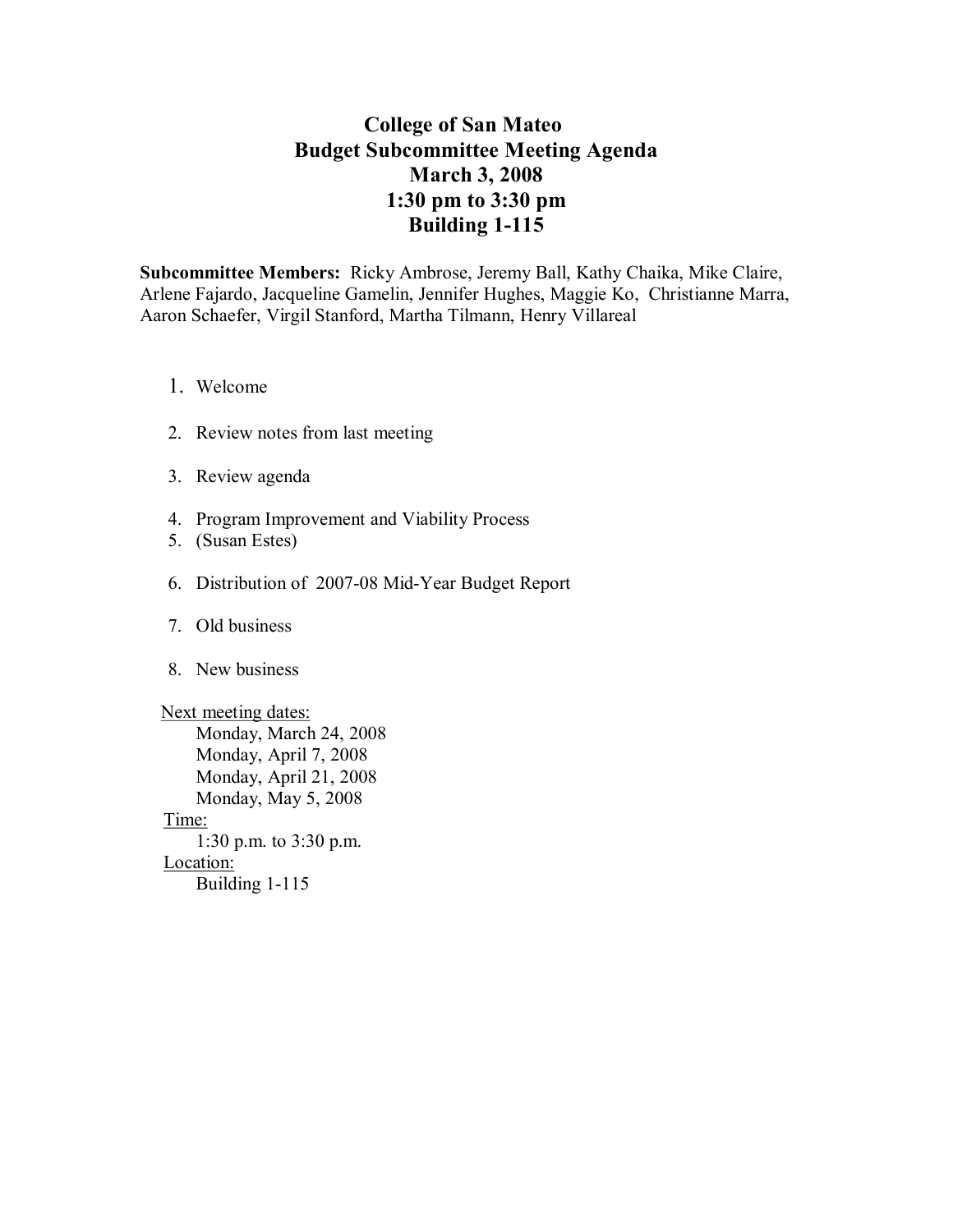# College of San Mateo
## Budget Subcommittee Meeting Agenda
## March 3, 2008
## 1:30 pm to 3:30 pm
## Building 1-115

**Subcommittee Members:** Ricky Ambrose, Jeremy Ball, Kathy Chaika, Mike Claire, Arlene Fajardo, Jacqueline Gamelin, Jennifer Hughes, Maggie Ko, Christianne Marra, Aaron Schaefer, Virgil Stanford, Martha Tilmann, Henry Villareal

1. Welcome
2. Review notes from last meeting
3. Review agenda
4. Program Improvement and Viability Process
5. (Susan Estes)
6. Distribution of 2007-08 Mid-Year Budget Report
7. Old business
8. New business

<u>Next meeting dates:</u>

Monday, March 24, 2008
Monday, April 7, 2008
Monday, April 21, 2008
Monday, May 5, 2008

<u>Time:</u>

1:30 p.m. to 3:30 p.m.

<u>Location:</u>

Building 1-115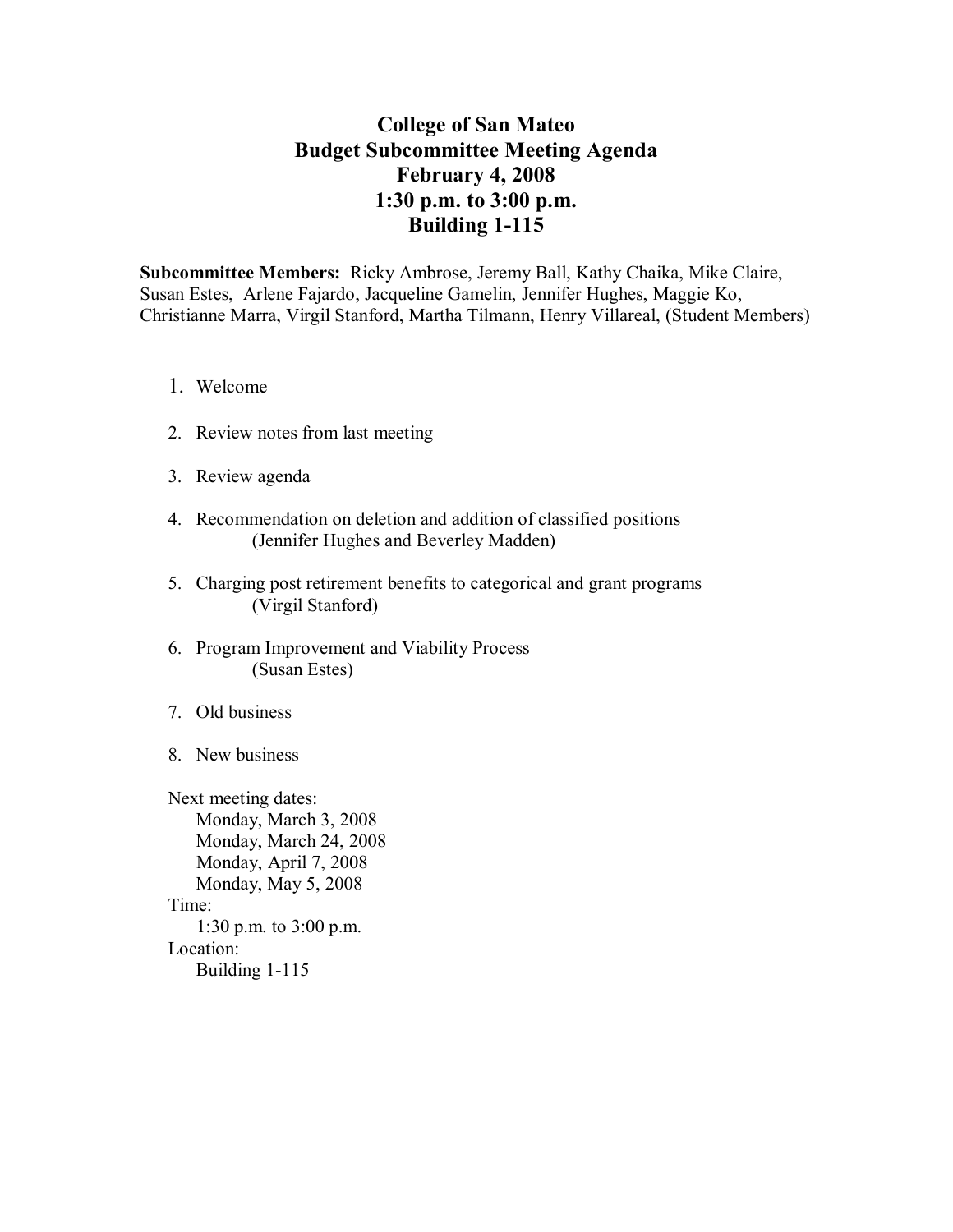# College of San Mateo
# Budget Subcommittee Meeting Agenda
# February 4, 2008
# 1:30 p.m. to 3:00 p.m.
# Building 1-115

**Subcommittee Members:** Ricky Ambrose, Jeremy Ball, Kathy Chaika, Mike Claire, Susan Estes, Arlene Fajardo, Jacqueline Gamelin, Jennifer Hughes, Maggie Ko, Christianne Marra, Virgil Stanford, Martha Tilmann, Henry Villareal, (Student Members)

1. Welcome
2. Review notes from last meeting
3. Review agenda
4. Recommendation on deletion and addition of classified positions
   (Jennifer Hughes and Beverley Madden)
5. Charging post retirement benefits to categorical and grant programs
   (Virgil Stanford)
6. Program Improvement and Viability Process
   (Susan Estes)
7. Old business
8. New business

Next meeting dates:
- Monday, March 3, 2008
- Monday, March 24, 2008
- Monday, April 7, 2008
- Monday, May 5, 2008

Time:
- 1:30 p.m. to 3:00 p.m.

Location:
- Building 1-115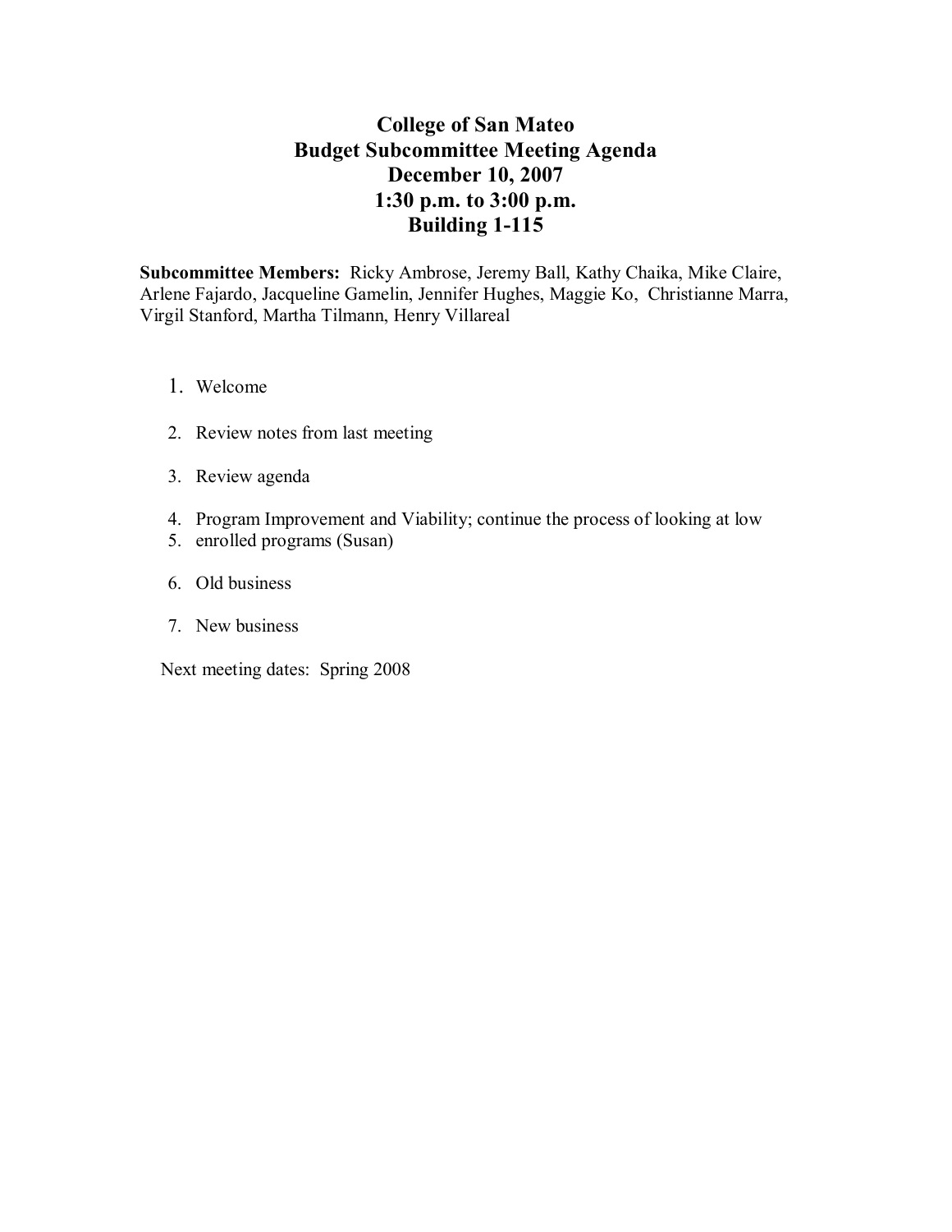# College of San Mateo
# Budget Subcommittee Meeting Agenda
# December 10, 2007
# 1:30 p.m. to 3:00 p.m.
# Building 1-115

**Subcommittee Members:** Ricky Ambrose, Jeremy Ball, Kathy Chaika, Mike Claire, Arlene Fajardo, Jacqueline Gamelin, Jennifer Hughes, Maggie Ko, Christianne Marra, Virgil Stanford, Martha Tilmann, Henry Villareal

1. Welcome
2. Review notes from last meeting
3. Review agenda
4. Program Improvement and Viability; continue the process of looking at low
5. enrolled programs (Susan)
6. Old business
7. New business

Next meeting dates: Spring 2008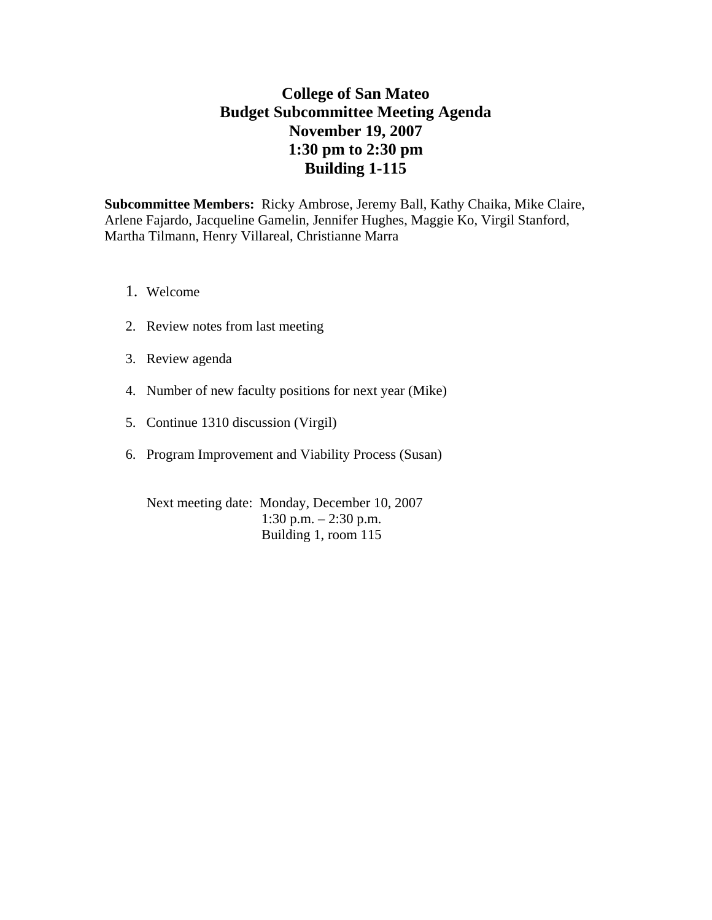# College of San Mateo
# Budget Subcommittee Meeting Agenda
# November 19, 2007
# 1:30 pm to 2:30 pm
# Building 1-115

**Subcommittee Members:** Ricky Ambrose, Jeremy Ball, Kathy Chaika, Mike Claire, Arlene Fajardo, Jacqueline Gamelin, Jennifer Hughes, Maggie Ko, Virgil Stanford, Martha Tilmann, Henry Villareal, Christianne Marra

1. Welcome
2. Review notes from last meeting
3. Review agenda
4. Number of new faculty positions for next year (Mike)
5. Continue 1310 discussion (Virgil)
6. Program Improvement and Viability Process (Susan)

Next meeting date: Monday, December 10, 2007
1:30 p.m. – 2:30 p.m.
Building 1, room 115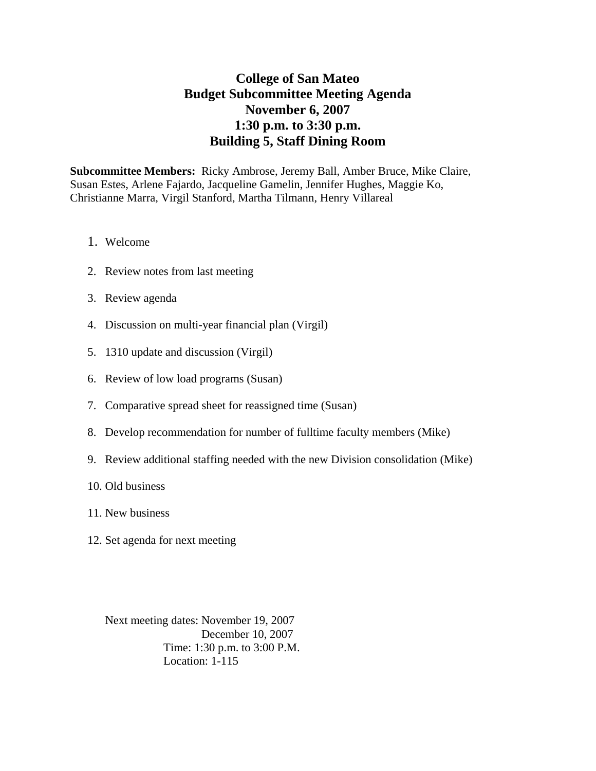# College of San Mateo
# Budget Subcommittee Meeting Agenda
# November 6, 2007
# 1:30 p.m. to 3:30 p.m.
# Building 5, Staff Dining Room

**Subcommittee Members:** Ricky Ambrose, Jeremy Ball, Amber Bruce, Mike Claire, Susan Estes, Arlene Fajardo, Jacqueline Gamelin, Jennifer Hughes, Maggie Ko, Christianne Marra, Virgil Stanford, Martha Tilmann, Henry Villareal

1. Welcome
2. Review notes from last meeting
3. Review agenda
4. Discussion on multi-year financial plan (Virgil)
5. 1310 update and discussion (Virgil)
6. Review of low load programs (Susan)
7. Comparative spread sheet for reassigned time (Susan)
8. Develop recommendation for number of fulltime faculty members (Mike)
9. Review additional staffing needed with the new Division consolidation (Mike)
10. Old business
11. New business
12. Set agenda for next meeting

Next meeting dates: November 19, 2007
December 10, 2007
Time: 1:30 p.m. to 3:00 P.M.
Location: 1-115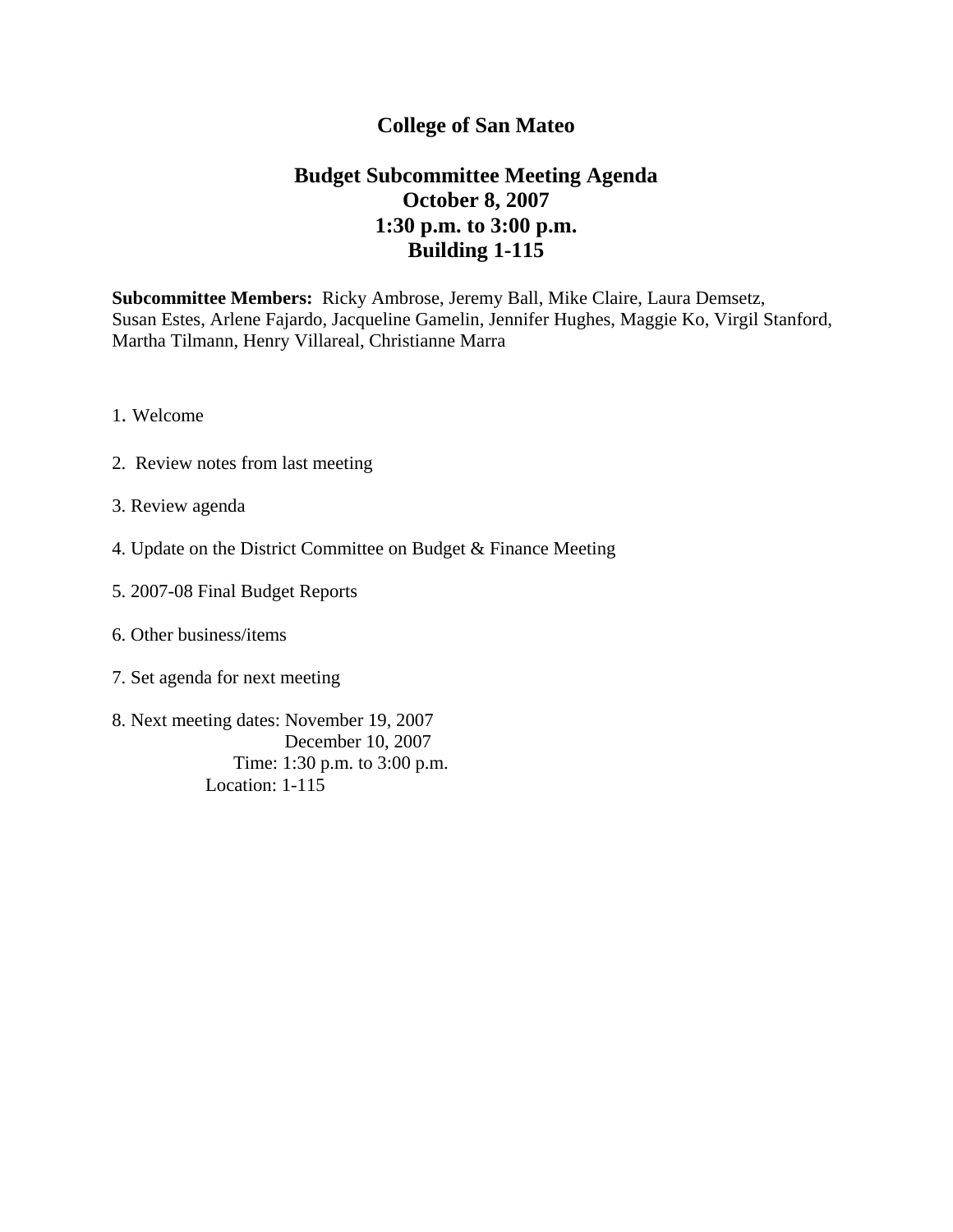# College of San Mateo

## Budget Subcommittee Meeting Agenda
## October 8, 2007
## 1:30 p.m. to 3:00 p.m.
## Building 1-115

**Subcommittee Members:** Ricky Ambrose, Jeremy Ball, Mike Claire, Laura Demsetz, Susan Estes, Arlene Fajardo, Jacqueline Gamelin, Jennifer Hughes, Maggie Ko, Virgil Stanford, Martha Tilmann, Henry Villareal, Christianne Marra

1. Welcome
2. Review notes from last meeting
3. Review agenda
4. Update on the District Committee on Budget & Finance Meeting
5. 2007-08 Final Budget Reports
6. Other business/items
7. Set agenda for next meeting
8. Next meeting dates: November 19, 2007
   December 10, 2007
   Time: 1:30 p.m. to 3:00 p.m.
   Location: 1-115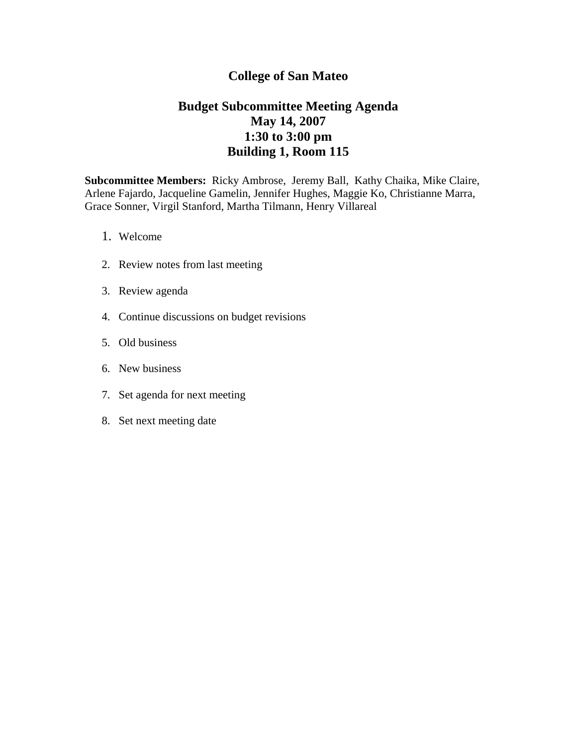# College of San Mateo

## Budget Subcommittee Meeting Agenda
## May 14, 2007
## 1:30 to 3:00 pm
## Building 1, Room 115

**Subcommittee Members:** Ricky Ambrose, Jeremy Ball, Kathy Chaika, Mike Claire, Arlene Fajardo, Jacqueline Gamelin, Jennifer Hughes, Maggie Ko, Christianne Marra, Grace Sonner, Virgil Stanford, Martha Tilmann, Henry Villareal

1. Welcome
2. Review notes from last meeting
3. Review agenda
4. Continue discussions on budget revisions
5. Old business
6. New business
7. Set agenda for next meeting
8. Set next meeting date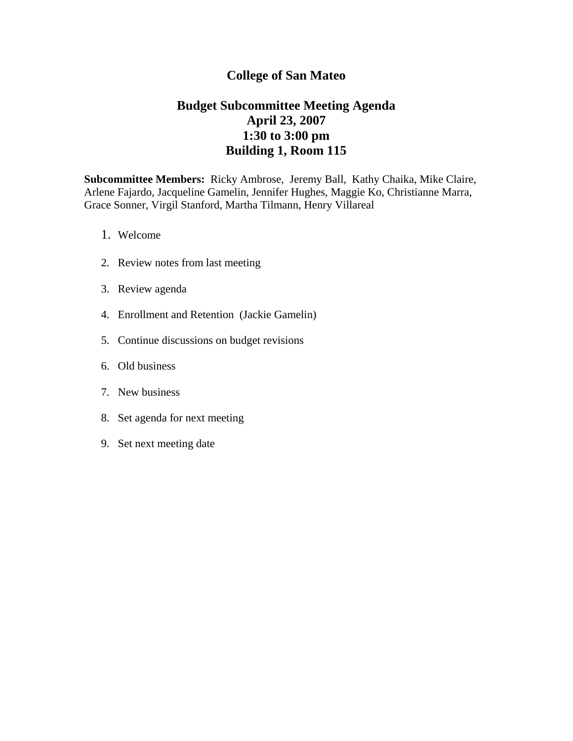# College of San Mateo

## Budget Subcommittee Meeting Agenda
## April 23, 2007
## 1:30 to 3:00 pm
## Building 1, Room 115

**Subcommittee Members:** Ricky Ambrose, Jeremy Ball, Kathy Chaika, Mike Claire, Arlene Fajardo, Jacqueline Gamelin, Jennifer Hughes, Maggie Ko, Christianne Marra, Grace Sonner, Virgil Stanford, Martha Tilmann, Henry Villareal

1. Welcome
2. Review notes from last meeting
3. Review agenda
4. Enrollment and Retention (Jackie Gamelin)
5. Continue discussions on budget revisions
6. Old business
7. New business
8. Set agenda for next meeting
9. Set next meeting date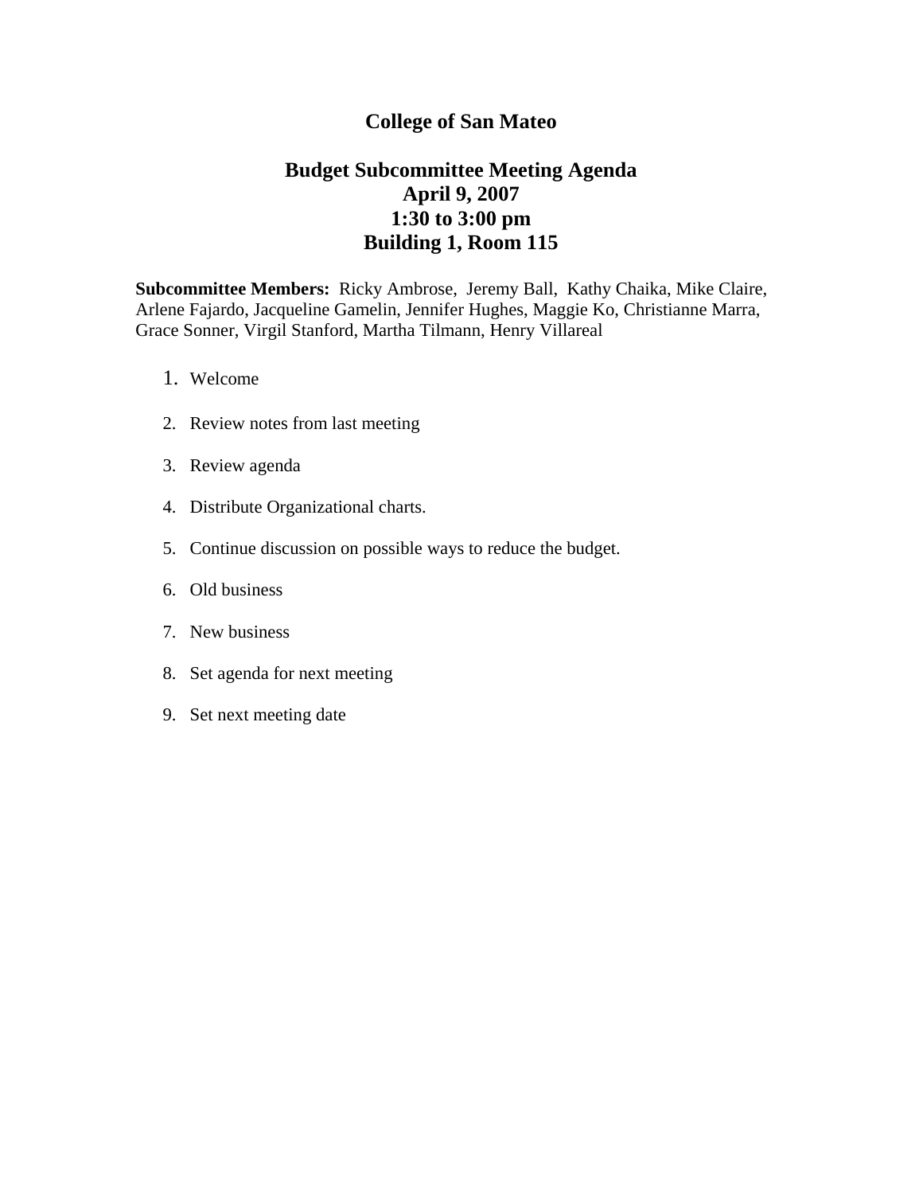# College of San Mateo

## Budget Subcommittee Meeting Agenda
## April 9, 2007
## 1:30 to 3:00 pm
## Building 1, Room 115

**Subcommittee Members:** Ricky Ambrose, Jeremy Ball, Kathy Chaika, Mike Claire, Arlene Fajardo, Jacqueline Gamelin, Jennifer Hughes, Maggie Ko, Christianne Marra, Grace Sonner, Virgil Stanford, Martha Tilmann, Henry Villareal

1. Welcome
2. Review notes from last meeting
3. Review agenda
4. Distribute Organizational charts.
5. Continue discussion on possible ways to reduce the budget.
6. Old business
7. New business
8. Set agenda for next meeting
9. Set next meeting date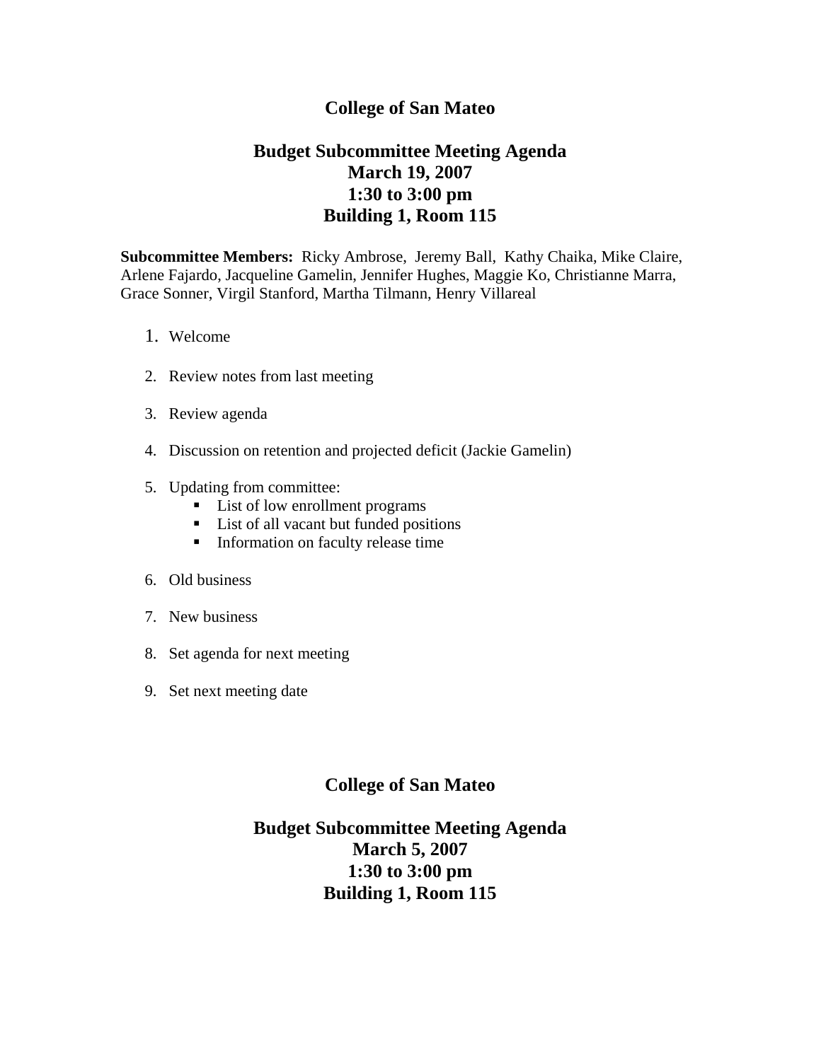## College of San Mateo

## Budget Subcommittee Meeting Agenda
## March 19, 2007
## 1:30 to 3:00 pm
## Building 1, Room 115

**Subcommittee Members:** Ricky Ambrose, Jeremy Ball, Kathy Chaika, Mike Claire, Arlene Fajardo, Jacqueline Gamelin, Jennifer Hughes, Maggie Ko, Christianne Marra, Grace Sonner, Virgil Stanford, Martha Tilmann, Henry Villareal

1. Welcome
2. Review notes from last meeting
3. Review agenda
4. Discussion on retention and projected deficit (Jackie Gamelin)
5. Updating from committee:
   - List of low enrollment programs
   - List of all vacant but funded positions
   - Information on faculty release time
6. Old business
7. New business
8. Set agenda for next meeting
9. Set next meeting date

## College of San Mateo

## Budget Subcommittee Meeting Agenda
## March 5, 2007
## 1:30 to 3:00 pm
## Building 1, Room 115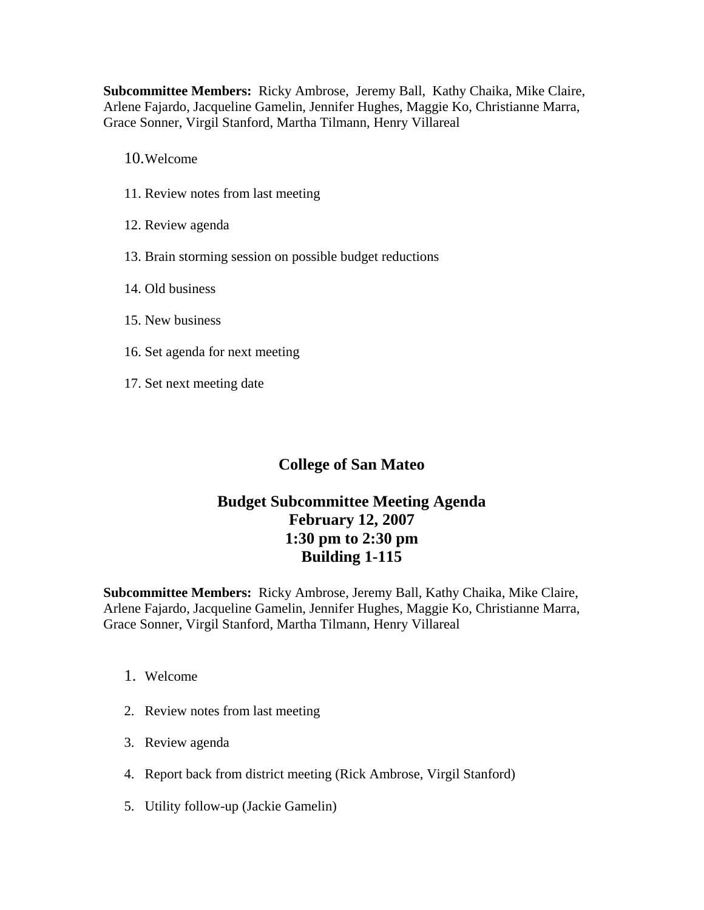**Subcommittee Members:** Ricky Ambrose, Jeremy Ball, Kathy Chaika, Mike Claire, Arlene Fajardo, Jacqueline Gamelin, Jennifer Hughes, Maggie Ko, Christianne Marra, Grace Sonner, Virgil Stanford, Martha Tilmann, Henry Villareal

10. Welcome
11. Review notes from last meeting
12. Review agenda
13. Brain storming session on possible budget reductions
14. Old business
15. New business
16. Set agenda for next meeting
17. Set next meeting date

## College of San Mateo

## Budget Subcommittee Meeting Agenda
## February 12, 2007
## 1:30 pm to 2:30 pm
## Building 1-115

**Subcommittee Members:** Ricky Ambrose, Jeremy Ball, Kathy Chaika, Mike Claire, Arlene Fajardo, Jacqueline Gamelin, Jennifer Hughes, Maggie Ko, Christianne Marra, Grace Sonner, Virgil Stanford, Martha Tilmann, Henry Villareal

1. Welcome
2. Review notes from last meeting
3. Review agenda
4. Report back from district meeting (Rick Ambrose, Virgil Stanford)
5. Utility follow-up (Jackie Gamelin)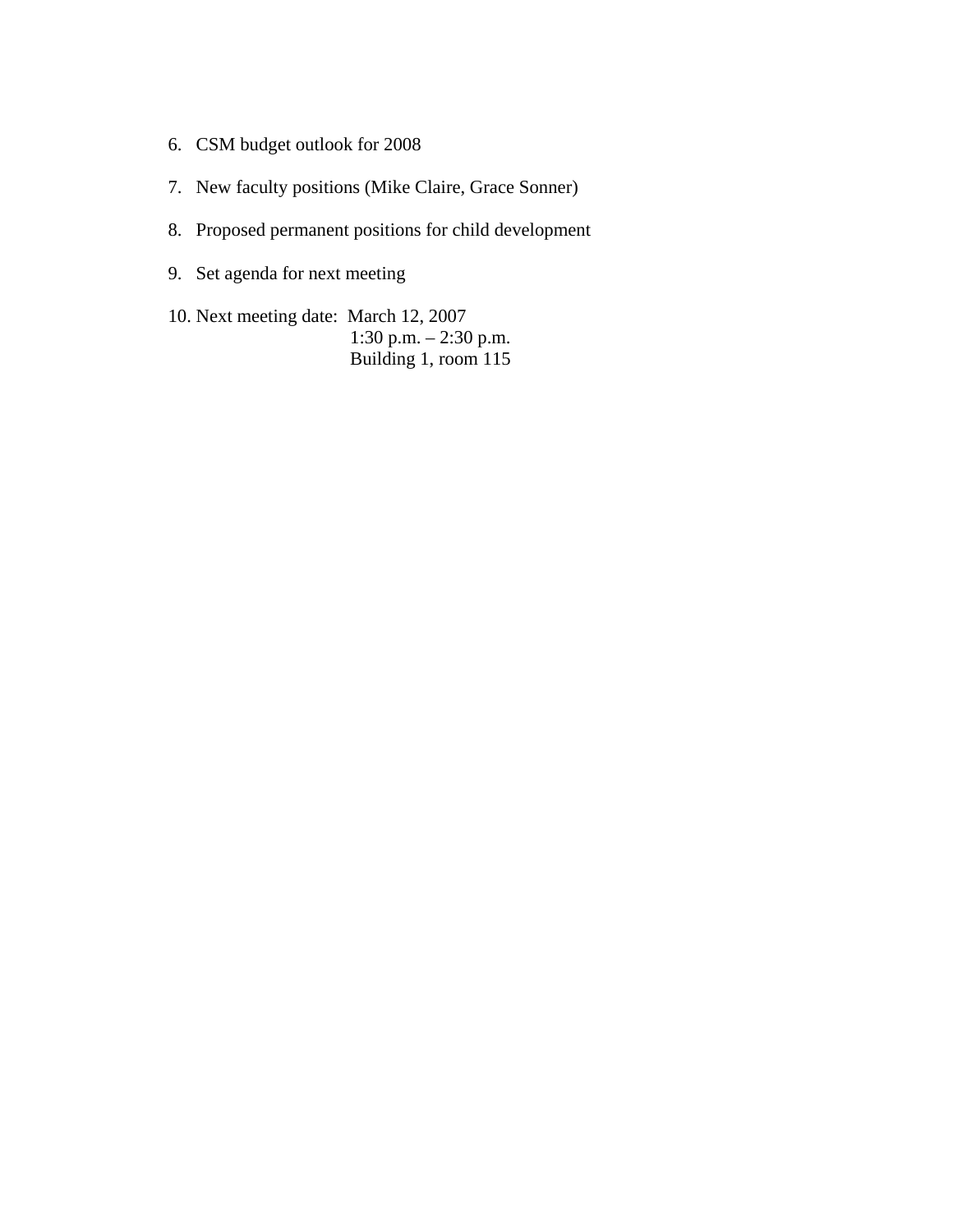6. CSM budget outlook for 2008

7. New faculty positions (Mike Claire, Grace Sonner)

8. Proposed permanent positions for child development

9. Set agenda for next meeting

10. Next meeting date: March 12, 2007
    1:30 p.m. – 2:30 p.m.
    Building 1, room 115